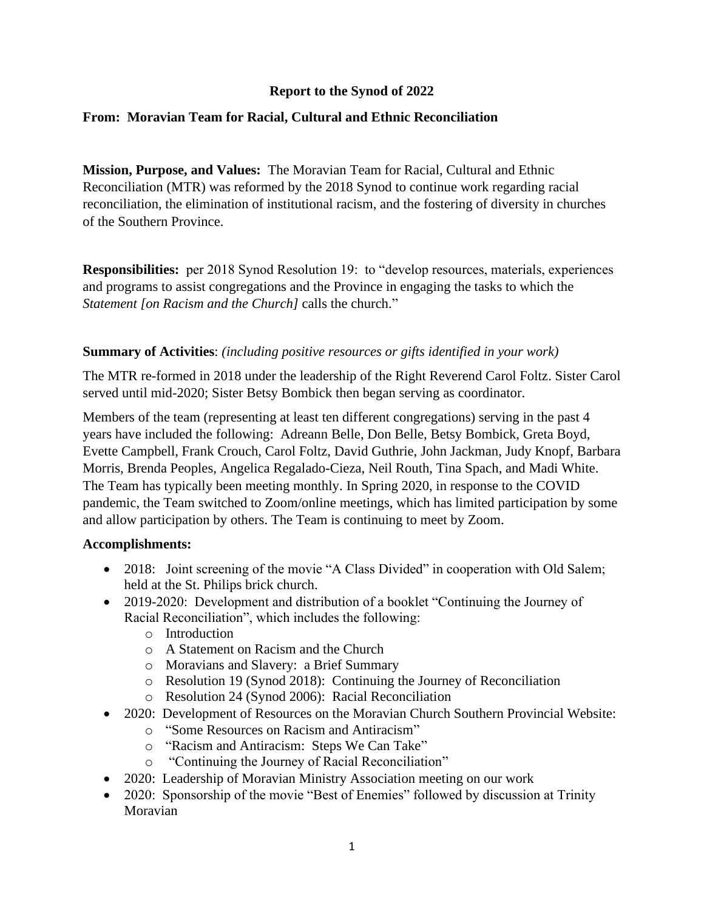**Report to the Synod of 2022**

**From: Moravian Team for Racial, Cultural and Ethnic Reconciliation**

**Mission, Purpose, and Values:** The Moravian Team for Racial, Cultural and Ethnic Reconciliation (MTR) was reformed by the 2018 Synod to continue work regarding racial reconciliation, the elimination of institutional racism, and the fostering of diversity in churches of the Southern Province.

**Responsibilities:** per 2018 Synod Resolution 19: to "develop resources, materials, experiences and programs to assist congregations and the Province in engaging the tasks to which the *Statement [on Racism and the Church]* calls the church."

**Summary of Activities**: *(including positive resources or gifts identified in your work)*

The MTR re-formed in 2018 under the leadership of the Right Reverend Carol Foltz. Sister Carol served until mid-2020; Sister Betsy Bombick then began serving as coordinator.

Members of the team (representing at least ten different congregations) serving in the past 4 years have included the following: Adreann Belle, Don Belle, Betsy Bombick, Greta Boyd, Evette Campbell, Frank Crouch, Carol Foltz, David Guthrie, John Jackman, Judy Knopf, Barbara Morris, Brenda Peoples, Angelica Regalado-Cieza, Neil Routh, Tina Spach, and Madi White. The Team has typically been meeting monthly. In Spring 2020, in response to the COVID pandemic, the Team switched to Zoom/online meetings, which has limited participation by some and allow participation by others. The Team is continuing to meet by Zoom.

**Accomplishments:**

- 2018: Joint screening of the movie "A Class Divided" in cooperation with Old Salem; held at the St. Philips brick church.
- 2019-2020: Development and distribution of a booklet "Continuing the Journey of Racial Reconciliation", which includes the following:
  - Introduction
  - A Statement on Racism and the Church
  - Moravians and Slavery: a Brief Summary
  - Resolution 19 (Synod 2018): Continuing the Journey of Reconciliation
  - Resolution 24 (Synod 2006): Racial Reconciliation
- 2020: Development of Resources on the Moravian Church Southern Provincial Website:
  - "Some Resources on Racism and Antiracism"
  - "Racism and Antiracism: Steps We Can Take"
  - "Continuing the Journey of Racial Reconciliation"
- 2020: Leadership of Moravian Ministry Association meeting on our work
- 2020: Sponsorship of the movie "Best of Enemies" followed by discussion at Trinity Moravian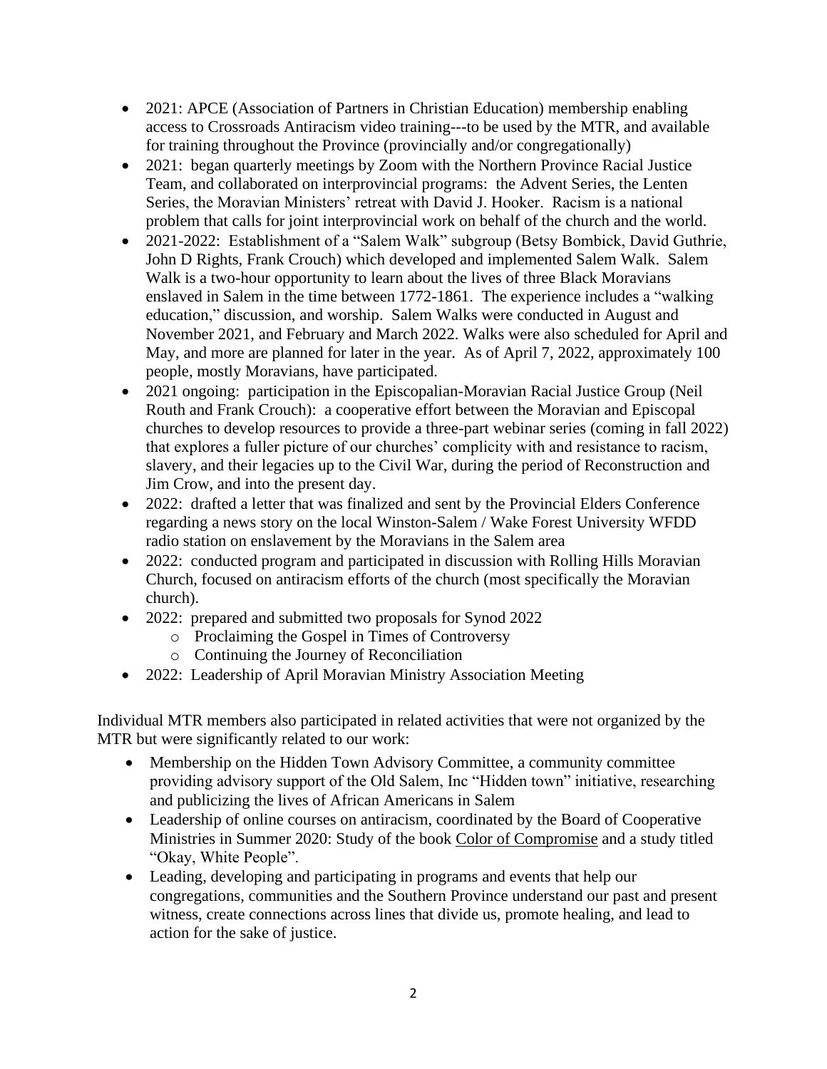- 2021: APCE (Association of Partners in Christian Education) membership enabling access to Crossroads Antiracism video training---to be used by the MTR, and available for training throughout the Province (provincially and/or congregationally)
- 2021: began quarterly meetings by Zoom with the Northern Province Racial Justice Team, and collaborated on interprovincial programs: the Advent Series, the Lenten Series, the Moravian Ministers' retreat with David J. Hooker. Racism is a national problem that calls for joint interprovincial work on behalf of the church and the world.
- 2021-2022: Establishment of a "Salem Walk" subgroup (Betsy Bombick, David Guthrie, John D Rights, Frank Crouch) which developed and implemented Salem Walk. Salem Walk is a two-hour opportunity to learn about the lives of three Black Moravians enslaved in Salem in the time between 1772-1861. The experience includes a "walking education," discussion, and worship. Salem Walks were conducted in August and November 2021, and February and March 2022. Walks were also scheduled for April and May, and more are planned for later in the year. As of April 7, 2022, approximately 100 people, mostly Moravians, have participated.
- 2021 ongoing: participation in the Episcopalian-Moravian Racial Justice Group (Neil Routh and Frank Crouch): a cooperative effort between the Moravian and Episcopal churches to develop resources to provide a three-part webinar series (coming in fall 2022) that explores a fuller picture of our churches' complicity with and resistance to racism, slavery, and their legacies up to the Civil War, during the period of Reconstruction and Jim Crow, and into the present day.
- 2022: drafted a letter that was finalized and sent by the Provincial Elders Conference regarding a news story on the local Winston-Salem / Wake Forest University WFDD radio station on enslavement by the Moravians in the Salem area
- 2022: conducted program and participated in discussion with Rolling Hills Moravian Church, focused on antiracism efforts of the church (most specifically the Moravian church).
- 2022: prepared and submitted two proposals for Synod 2022
  - Proclaiming the Gospel in Times of Controversy
  - Continuing the Journey of Reconciliation
- 2022: Leadership of April Moravian Ministry Association Meeting

Individual MTR members also participated in related activities that were not organized by the MTR but were significantly related to our work:

- Membership on the Hidden Town Advisory Committee, a community committee providing advisory support of the Old Salem, Inc "Hidden town" initiative, researching and publicizing the lives of African Americans in Salem
- Leadership of online courses on antiracism, coordinated by the Board of Cooperative Ministries in Summer 2020: Study of the book Color of Compromise and a study titled "Okay, White People".
- Leading, developing and participating in programs and events that help our congregations, communities and the Southern Province understand our past and present witness, create connections across lines that divide us, promote healing, and lead to action for the sake of justice.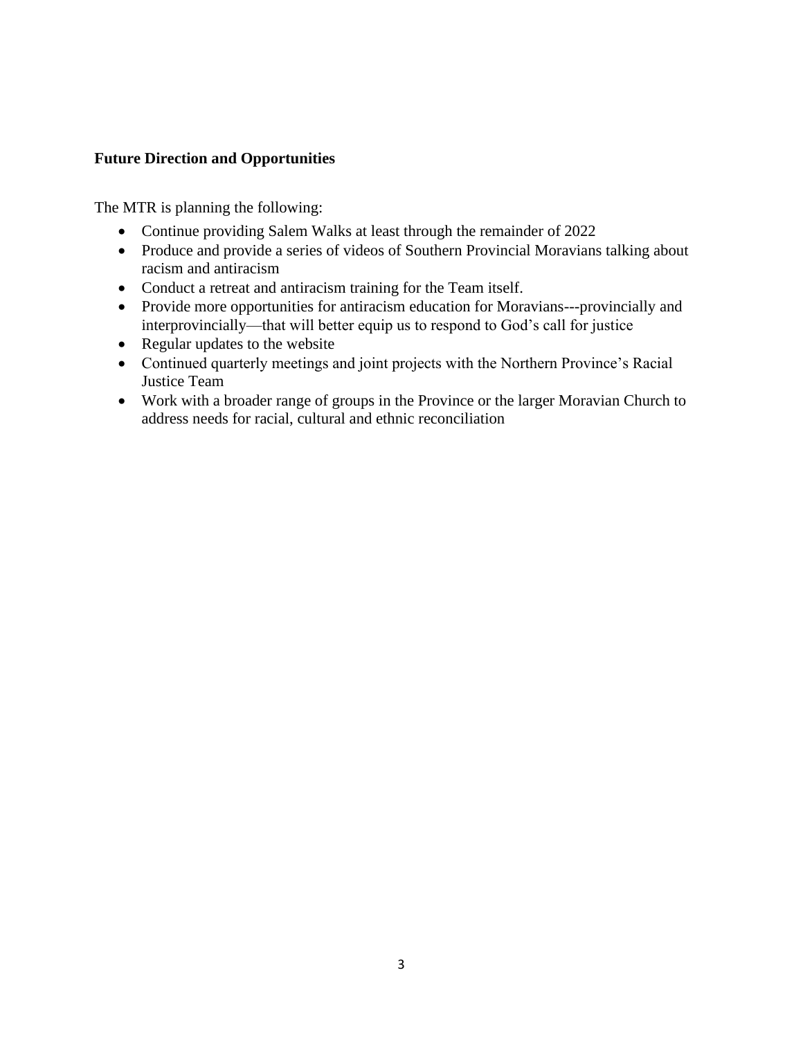**Future Direction and Opportunities**

The MTR is planning the following:

- Continue providing Salem Walks at least through the remainder of 2022
- Produce and provide a series of videos of Southern Provincial Moravians talking about racism and antiracism
- Conduct a retreat and antiracism training for the Team itself.
- Provide more opportunities for antiracism education for Moravians---provincially and interprovincially—that will better equip us to respond to God's call for justice
- Regular updates to the website
- Continued quarterly meetings and joint projects with the Northern Province's Racial Justice Team
- Work with a broader range of groups in the Province or the larger Moravian Church to address needs for racial, cultural and ethnic reconciliation